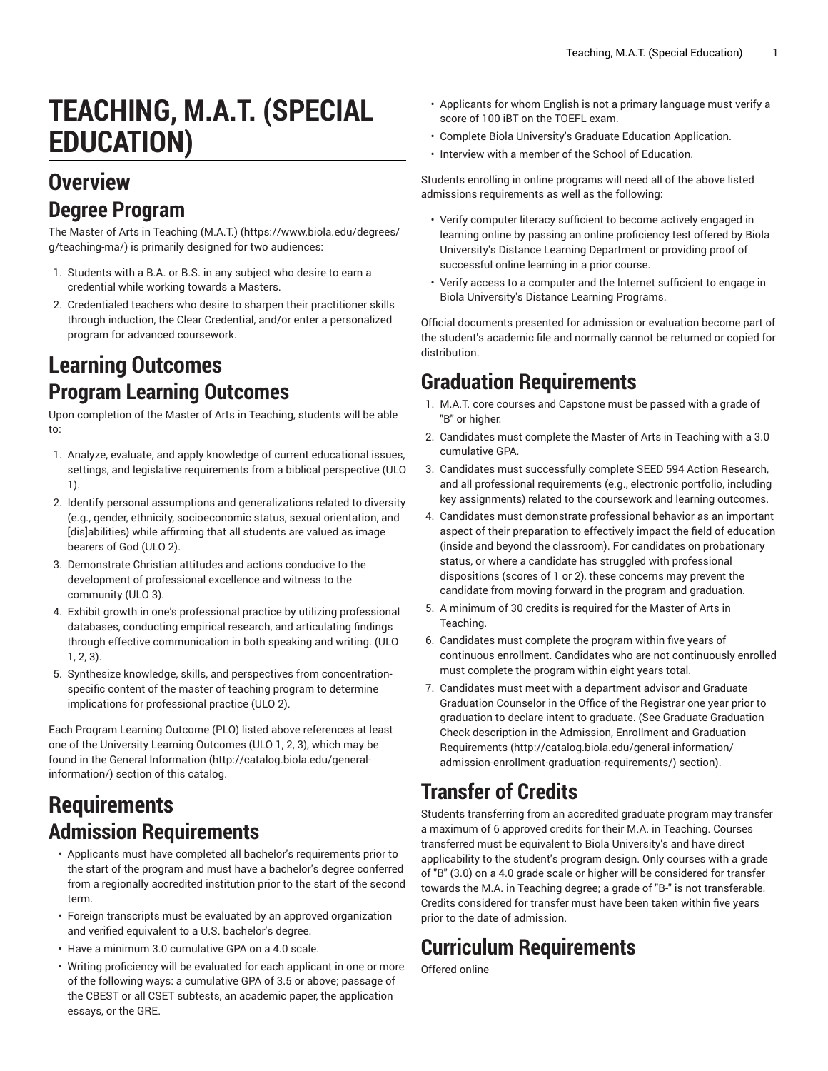# TEACHING, M.A.T. (SPECIAL EDUCATION)

## Overview

### Degree Program

The Master of Arts in Teaching (M.A.T.) (https://www.biola.edu/degrees/g/teaching-ma/) is primarily designed for two audiences:

1. Students with a B.A. or B.S. in any subject who desire to earn a credential while working towards a Masters.
2. Credentialed teachers who desire to sharpen their practitioner skills through induction, the Clear Credential, and/or enter a personalized program for advanced coursework.

## Learning Outcomes

### Program Learning Outcomes

Upon completion of the Master of Arts in Teaching, students will be able to:

1. Analyze, evaluate, and apply knowledge of current educational issues, settings, and legislative requirements from a biblical perspective (ULO 1).
2. Identify personal assumptions and generalizations related to diversity (e.g., gender, ethnicity, socioeconomic status, sexual orientation, and [dis]abilities) while affirming that all students are valued as image bearers of God (ULO 2).
3. Demonstrate Christian attitudes and actions conducive to the development of professional excellence and witness to the community (ULO 3).
4. Exhibit growth in one's professional practice by utilizing professional databases, conducting empirical research, and articulating findings through effective communication in both speaking and writing. (ULO 1, 2, 3).
5. Synthesize knowledge, skills, and perspectives from concentration-specific content of the master of teaching program to determine implications for professional practice (ULO 2).

Each Program Learning Outcome (PLO) listed above references at least one of the University Learning Outcomes (ULO 1, 2, 3), which may be found in the General Information (http://catalog.biola.edu/general-information/) section of this catalog.

## Requirements

### Admission Requirements

- Applicants must have completed all bachelor's requirements prior to the start of the program and must have a bachelor's degree conferred from a regionally accredited institution prior to the start of the second term.
- Foreign transcripts must be evaluated by an approved organization and verified equivalent to a U.S. bachelor's degree.
- Have a minimum 3.0 cumulative GPA on a 4.0 scale.
- Writing proficiency will be evaluated for each applicant in one or more of the following ways: a cumulative GPA of 3.5 or above; passage of the CBEST or all CSET subtests, an academic paper, the application essays, or the GRE.
- Applicants for whom English is not a primary language must verify a score of 100 iBT on the TOEFL exam.
- Complete Biola University's Graduate Education Application.
- Interview with a member of the School of Education.

Students enrolling in online programs will need all of the above listed admissions requirements as well as the following:

- Verify computer literacy sufficient to become actively engaged in learning online by passing an online proficiency test offered by Biola University's Distance Learning Department or providing proof of successful online learning in a prior course.
- Verify access to a computer and the Internet sufficient to engage in Biola University's Distance Learning Programs.

Official documents presented for admission or evaluation become part of the student's academic file and normally cannot be returned or copied for distribution.

## Graduation Requirements

1. M.A.T. core courses and Capstone must be passed with a grade of "B" or higher.
2. Candidates must complete the Master of Arts in Teaching with a 3.0 cumulative GPA.
3. Candidates must successfully complete SEED 594 Action Research, and all professional requirements (e.g., electronic portfolio, including key assignments) related to the coursework and learning outcomes.
4. Candidates must demonstrate professional behavior as an important aspect of their preparation to effectively impact the field of education (inside and beyond the classroom). For candidates on probationary status, or where a candidate has struggled with professional dispositions (scores of 1 or 2), these concerns may prevent the candidate from moving forward in the program and graduation.
5. A minimum of 30 credits is required for the Master of Arts in Teaching.
6. Candidates must complete the program within five years of continuous enrollment. Candidates who are not continuously enrolled must complete the program within eight years total.
7. Candidates must meet with a department advisor and Graduate Graduation Counselor in the Office of the Registrar one year prior to graduation to declare intent to graduate. (See Graduate Graduation Check description in the Admission, Enrollment and Graduation Requirements (http://catalog.biola.edu/general-information/admission-enrollment-graduation-requirements/) section).

## Transfer of Credits

Students transferring from an accredited graduate program may transfer a maximum of 6 approved credits for their M.A. in Teaching. Courses transferred must be equivalent to Biola University's and have direct applicability to the student's program design. Only courses with a grade of "B" (3.0) on a 4.0 grade scale or higher will be considered for transfer towards the M.A. in Teaching degree; a grade of "B-" is not transferable. Credits considered for transfer must have been taken within five years prior to the date of admission.

## Curriculum Requirements

Offered online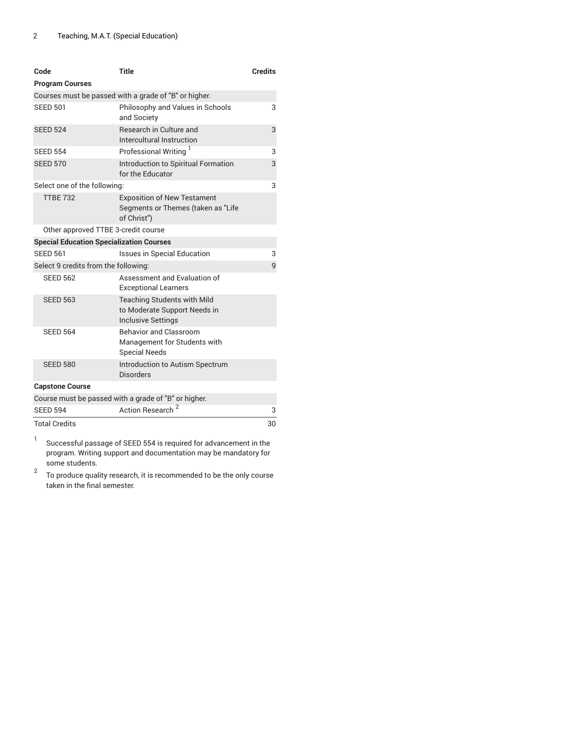| Code | Title | Credits |
|---|---|---|
| **Program Courses** | | |
| Courses must be passed with a grade of "B" or higher. | | |
| SEED 501 | Philosophy and Values in Schools and Society | 3 |
| SEED 524 | Research in Culture and Intercultural Instruction | 3 |
| SEED 554 | Professional Writing [1] | 3 |
| SEED 570 | Introduction to Spiritual Formation for the Educator | 3 |
| Select one of the following: | | 3 |
| TTBE 732 | Exposition of New Testament Segments or Themes (taken as "Life of Christ") | |
| Other approved TTBE 3-credit course | | |
| **Special Education Specialization Courses** | | |
| SEED 561 | Issues in Special Education | 3 |
| Select 9 credits from the following: | | 9 |
| SEED 562 | Assessment and Evaluation of Exceptional Learners | |
| SEED 563 | Teaching Students with Mild to Moderate Support Needs in Inclusive Settings | |
| SEED 564 | Behavior and Classroom Management for Students with Special Needs | |
| SEED 580 | Introduction to Autism Spectrum Disorders | |
| **Capstone Course** | | |
| Course must be passed with a grade of "B" or higher. | | |
| SEED 594 | Action Research [2] | 3 |
| Total Credits | | 30 |

1. Successful passage of SEED 554 is required for advancement in the program. Writing support and documentation may be mandatory for some students.
2. To produce quality research, it is recommended to be the only course taken in the final semester.